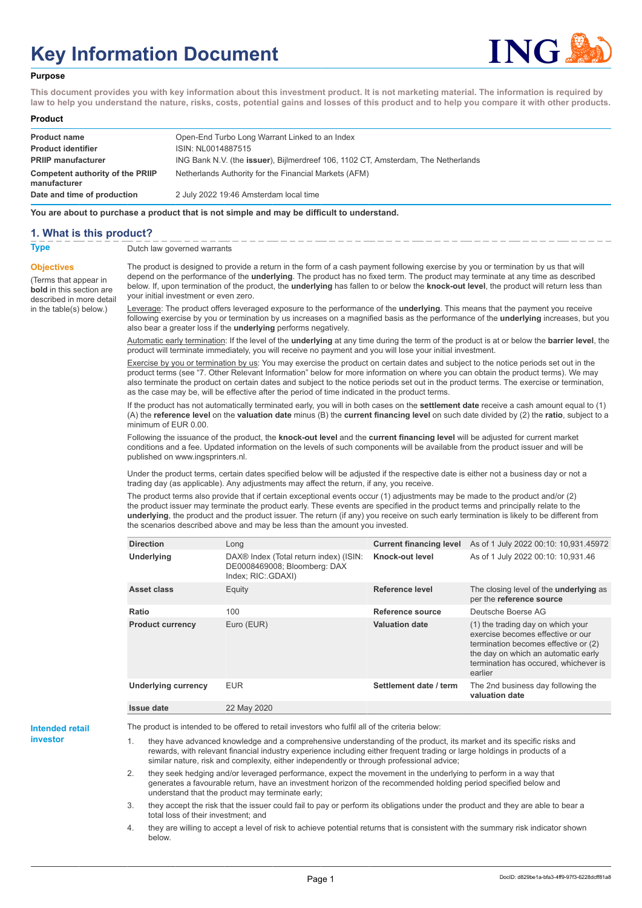# Key Information Document

## Purpose

**This document provides you with key information about this investment product. It is not marketing material. The information is required by law to help you understand the nature, risks, costs, potential gains and losses of this product and to help you compare it with other products.**

## Product

| | |
|---|---|
| **Product name** | Open-End Turbo Long Warrant Linked to an Index |
| **Product identifier** | ISIN: NL0014887515 |
| **PRIIP manufacturer** | ING Bank N.V. (the **issuer**), Bijlmerdreef 106, 1102 CT, Amsterdam, The Netherlands |
| **Competent authority of the PRIIP manufacturer** | Netherlands Authority for the Financial Markets (AFM) |
| **Date and time of production** | 2 July 2022 19:46 Amsterdam local time |

**You are about to purchase a product that is not simple and may be difficult to understand.**

## 1. What is this product?

**Type**

Dutch law governed warrants

**Objectives**

(Terms that appear in **bold** in this section are described in more detail in the table(s) below.)

The product is designed to provide a return in the form of a cash payment following exercise by you or termination by us that will depend on the performance of the **underlying**. The product has no fixed term. The product may terminate at any time as described below. If, upon termination of the product, the **underlying** has fallen to or below the **knock-out level**, the product will return less than your initial investment or even zero.

Leverage: The product offers leveraged exposure to the performance of the **underlying**. This means that the payment you receive following exercise by you or termination by us increases on a magnified basis as the performance of the **underlying** increases, but you also bear a greater loss if the **underlying** performs negatively.

Automatic early termination: If the level of the **underlying** at any time during the term of the product is at or below the **barrier level**, the product will terminate immediately, you will receive no payment and you will lose your initial investment.

Exercise by you or termination by us: You may exercise the product on certain dates and subject to the notice periods set out in the product terms (see "7. Other Relevant Information" below for more information on where you can obtain the product terms). We may also terminate the product on certain dates and subject to the notice periods set out in the product terms. The exercise or termination, as the case may be, will be effective after the period of time indicated in the product terms.

If the product has not automatically terminated early, you will in both cases on the **settlement date** receive a cash amount equal to (1) (A) the **reference level** on the **valuation date** minus (B) the **current financing level** on such date divided by (2) the **ratio**, subject to a minimum of EUR 0.00.

Following the issuance of the product, the **knock-out level** and the **current financing level** will be adjusted for current market conditions and a fee. Updated information on the levels of such components will be available from the product issuer and will be published on www.ingsprinters.nl.

Under the product terms, certain dates specified below will be adjusted if the respective date is either not a business day or not a trading day (as applicable). Any adjustments may affect the return, if any, you receive.

The product terms also provide that if certain exceptional events occur (1) adjustments may be made to the product and/or (2) the product issuer may terminate the product early. These events are specified in the product terms and principally relate to the **underlying**, the product and the product issuer. The return (if any) you receive on such early termination is likely to be different from the scenarios described above and may be less than the amount you invested.

| | | | |
|---|---|---|---|
| **Direction** | Long | **Current financing level** | As of 1 July 2022 00:10: 10,931.45972 |
| **Underlying** | DAX® Index (Total return index) (ISIN: DE0008469008; Bloomberg: DAX Index; RIC:.GDAXI) | **Knock-out level** | As of 1 July 2022 00:10: 10,931.46 |
| **Asset class** | Equity | **Reference level** | The closing level of the **underlying** as per the **reference source** |
| **Ratio** | 100 | **Reference source** | Deutsche Boerse AG |
| **Product currency** | Euro (EUR) | **Valuation date** | (1) the trading day on which your exercise becomes effective or our termination becomes effective or (2) the day on which an automatic early termination has occured, whichever is earlier |
| **Underlying currency** | EUR | **Settlement date / term** | The 2nd business day following the **valuation date** |
| **Issue date** | 22 May 2020 | | |

**Intended retail investor**

The product is intended to be offered to retail investors who fulfil all of the criteria below:

1. they have advanced knowledge and a comprehensive understanding of the product, its market and its specific risks and rewards, with relevant financial industry experience including either frequent trading or large holdings in products of a similar nature, risk and complexity, either independently or through professional advice;
2. they seek hedging and/or leveraged performance, expect the movement in the underlying to perform in a way that generates a favourable return, have an investment horizon of the recommended holding period specified below and understand that the product may terminate early;
3. they accept the risk that the issuer could fail to pay or perform its obligations under the product and they are able to bear a total loss of their investment; and
4. they are willing to accept a level of risk to achieve potential returns that is consistent with the summary risk indicator shown below.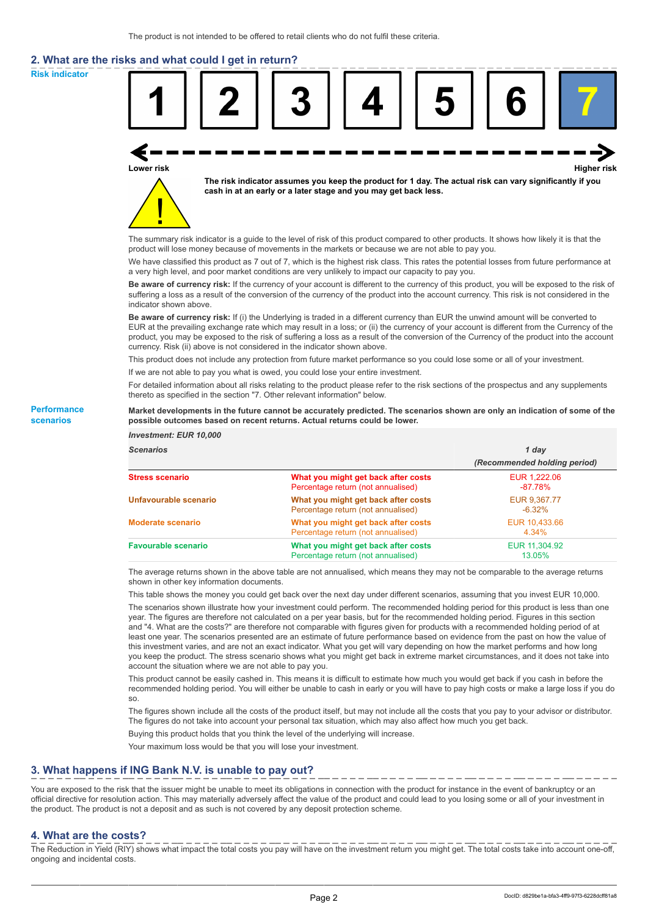The product is not intended to be offered to retail clients who do not fulfil these criteria.

## 2. What are the risks and what could I get in return?

**Risk indicator**

| 1 | 2 | 3 | 4 | 5 | 6 | 7 |
|---|---|---|---|---|---|---|

**Lower risk** — **Higher risk**

**The risk indicator assumes you keep the product for 1 day. The actual risk can vary significantly if you cash in at an early or a later stage and you may get back less.**

The summary risk indicator is a guide to the level of risk of this product compared to other products. It shows how likely it is that the product will lose money because of movements in the markets or because we are not able to pay you.

We have classified this product as 7 out of 7, which is the highest risk class. This rates the potential losses from future performance at a very high level, and poor market conditions are very unlikely to impact our capacity to pay you.

**Be aware of currency risk:** If the currency of your account is different to the currency of this product, you will be exposed to the risk of suffering a loss as a result of the conversion of the currency of the product into the account currency. This risk is not considered in the indicator shown above.

**Be aware of currency risk:** If (i) the Underlying is traded in a different currency than EUR the unwind amount will be converted to EUR at the prevailing exchange rate which may result in a loss; or (ii) the currency of your account is different from the Currency of the product, you may be exposed to the risk of suffering a loss as a result of the conversion of the Currency of the product into the account currency. Risk (ii) above is not considered in the indicator shown above.

This product does not include any protection from future market performance so you could lose some or all of your investment.

If we are not able to pay you what is owed, you could lose your entire investment.

For detailed information about all risks relating to the product please refer to the risk sections of the prospectus and any supplements thereto as specified in the section "7. Other relevant information" below.

**Performance scenarios**

**Market developments in the future cannot be accurately predicted. The scenarios shown are only an indication of some of the possible outcomes based on recent returns. Actual returns could be lower.**

*Investment: EUR 10,000*

| *Scenarios* | | *1 day* *(Recommended holding period)* |
|---|---|---|
| **Stress scenario** | **What you might get back after costs** | EUR 1,222.06 |
| | Percentage return (not annualised) | -87.78% |
| **Unfavourable scenario** | **What you might get back after costs** | EUR 9,367.77 |
| | Percentage return (not annualised) | -6.32% |
| **Moderate scenario** | **What you might get back after costs** | EUR 10,433.66 |
| | Percentage return (not annualised) | 4.34% |
| **Favourable scenario** | **What you might get back after costs** | EUR 11,304.92 |
| | Percentage return (not annualised) | 13.05% |

The average returns shown in the above table are not annualised, which means they may not be comparable to the average returns shown in other key information documents.

This table shows the money you could get back over the next day under different scenarios, assuming that you invest EUR 10,000.

The scenarios shown illustrate how your investment could perform. The recommended holding period for this product is less than one year. The figures are therefore not calculated on a per year basis, but for the recommended holding period. Figures in this section and "4. What are the costs?" are therefore not comparable with figures given for products with a recommended holding period of at least one year. The scenarios presented are an estimate of future performance based on evidence from the past on how the value of this investment varies, and are not an exact indicator. What you get will vary depending on how the market performs and how long you keep the product. The stress scenario shows what you might get back in extreme market circumstances, and it does not take into account the situation where we are not able to pay you.

This product cannot be easily cashed in. This means it is difficult to estimate how much you would get back if you cash in before the recommended holding period. You will either be unable to cash in early or you will have to pay high costs or make a large loss if you do so.

The figures shown include all the costs of the product itself, but may not include all the costs that you pay to your advisor or distributor. The figures do not take into account your personal tax situation, which may also affect how much you get back.

Buying this product holds that you think the level of the underlying will increase.

Your maximum loss would be that you will lose your investment.

## 3. What happens if ING Bank N.V. is unable to pay out?

You are exposed to the risk that the issuer might be unable to meet its obligations in connection with the product for instance in the event of bankruptcy or an official directive for resolution action. This may materially adversely affect the value of the product and could lead to you losing some or all of your investment in the product. The product is not a deposit and as such is not covered by any deposit protection scheme.

## 4. What are the costs?

The Reduction in Yield (RIY) shows what impact the total costs you pay will have on the investment return you might get. The total costs take into account one-off, ongoing and incidental costs.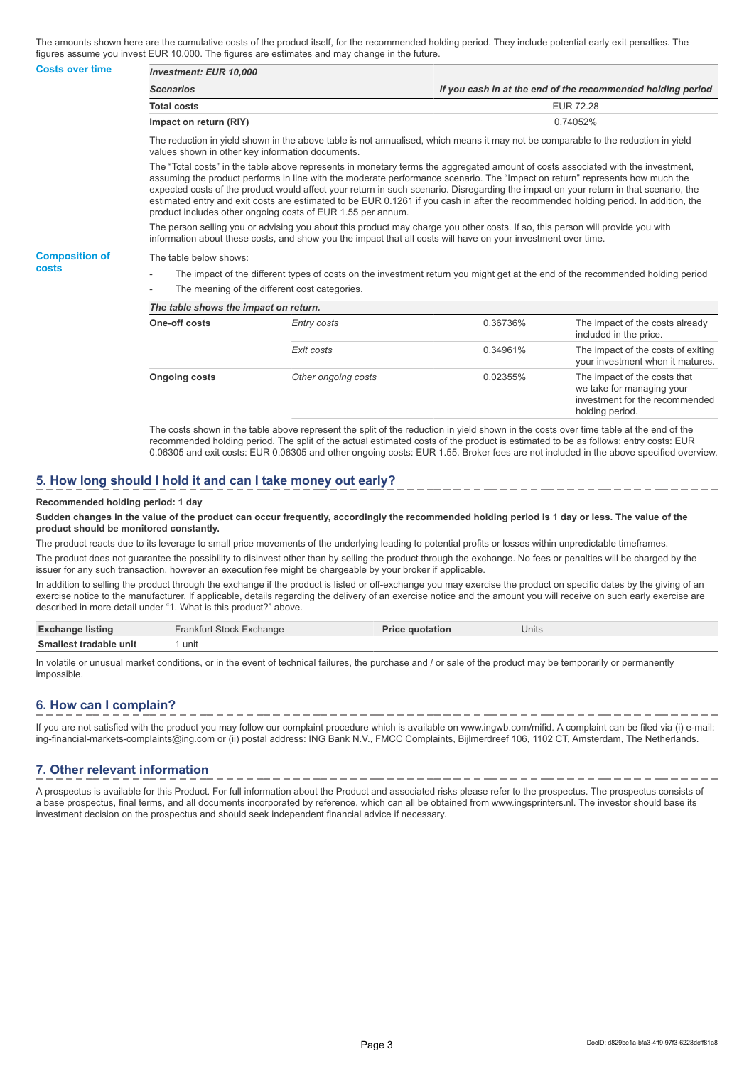The amounts shown here are the cumulative costs of the product itself, for the recommended holding period. They include potential early exit penalties. The figures assume you invest EUR 10,000. The figures are estimates and may change in the future.

**Costs over time**

| *Investment: EUR 10,000* | |
|---|---|
| ***Scenarios*** | ***If you cash in at the end of the recommended holding period*** |
| **Total costs** | EUR 72.28 |
| **Impact on return (RIY)** | 0.74052% |

The reduction in yield shown in the above table is not annualised, which means it may not be comparable to the reduction in yield values shown in other key information documents.

The "Total costs" in the table above represents in monetary terms the aggregated amount of costs associated with the investment, assuming the product performs in line with the moderate performance scenario. The "Impact on return" represents how much the expected costs of the product would affect your return in such scenario. Disregarding the impact on your return in that scenario, the estimated entry and exit costs are estimated to be EUR 0.1261 if you cash in after the recommended holding period. In addition, the product includes other ongoing costs of EUR 1.55 per annum.

The person selling you or advising you about this product may charge you other costs. If so, this person will provide you with information about these costs, and show you the impact that all costs will have on your investment over time.

**Composition of costs**

The table below shows:

- The impact of the different types of costs on the investment return you might get at the end of the recommended holding period
- The meaning of the different cost categories.

| *The table shows the impact on return.* | | | |
|---|---|---|---|
| **One-off costs** | *Entry costs* | 0.36736% | The impact of the costs already included in the price. |
| | *Exit costs* | 0.34961% | The impact of the costs of exiting your investment when it matures. |
| **Ongoing costs** | *Other ongoing costs* | 0.02355% | The impact of the costs that we take for managing your investment for the recommended holding period. |

The costs shown in the table above represent the split of the reduction in yield shown in the costs over time table at the end of the recommended holding period. The split of the actual estimated costs of the product is estimated to be as follows: entry costs: EUR 0.06305 and exit costs: EUR 0.06305 and other ongoing costs: EUR 1.55. Broker fees are not included in the above specified overview.

## 5. How long should I hold it and can I take money out early?

**Recommended holding period: 1 day**

**Sudden changes in the value of the product can occur frequently, accordingly the recommended holding period is 1 day or less. The value of the product should be monitored constantly.**

The product reacts due to its leverage to small price movements of the underlying leading to potential profits or losses within unpredictable timeframes.

The product does not guarantee the possibility to disinvest other than by selling the product through the exchange. No fees or penalties will be charged by the issuer for any such transaction, however an execution fee might be chargeable by your broker if applicable.

In addition to selling the product through the exchange if the product is listed or off-exchange you may exercise the product on specific dates by the giving of an exercise notice to the manufacturer. If applicable, details regarding the delivery of an exercise notice and the amount you will receive on such early exercise are described in more detail under "1. What is this product?" above.

| **Exchange listing** | Frankfurt Stock Exchange | **Price quotation** | Units |
|---|---|---|---|
| **Smallest tradable unit** | 1 unit | | |

In volatile or unusual market conditions, or in the event of technical failures, the purchase and / or sale of the product may be temporarily or permanently impossible.

## 6. How can I complain?

If you are not satisfied with the product you may follow our complaint procedure which is available on www.ingwb.com/mifid. A complaint can be filed via (i) e-mail: ing-financial-markets-complaints@ing.com or (ii) postal address: ING Bank N.V., FMCC Complaints, Bijlmerdreef 106, 1102 CT, Amsterdam, The Netherlands.

## 7. Other relevant information

A prospectus is available for this Product. For full information about the Product and associated risks please refer to the prospectus. The prospectus consists of a base prospectus, final terms, and all documents incorporated by reference, which can all be obtained from www.ingsprinters.nl. The investor should base its investment decision on the prospectus and should seek independent financial advice if necessary.